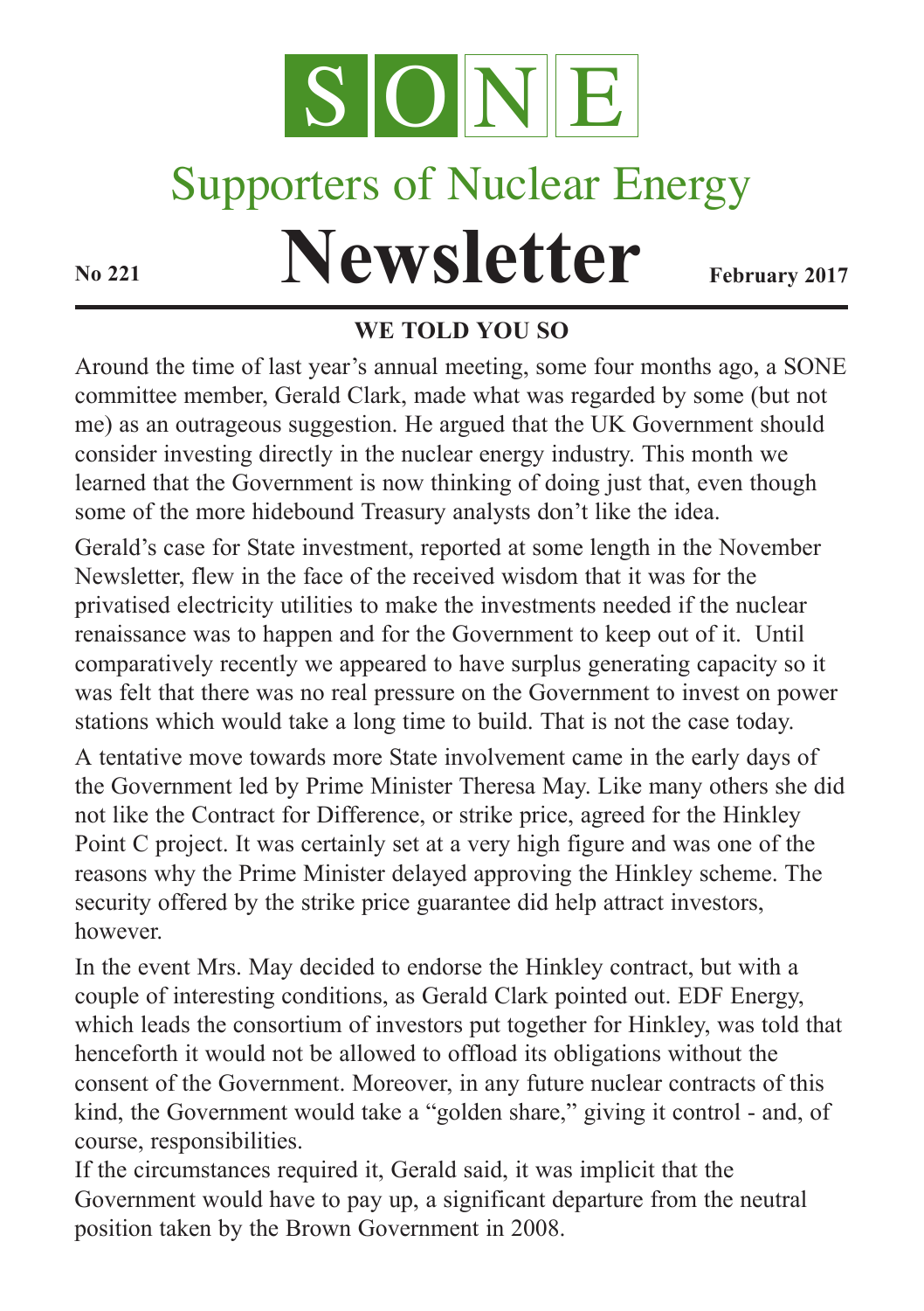# SONE

## Supporters of Nuclear Energy

# Newsletter

**No 221** **February 2017**

### WE TOLD YOU SO

Around the time of last year's annual meeting, some four months ago, a SONE committee member, Gerald Clark, made what was regarded by some (but not me) as an outrageous suggestion. He argued that the UK Government should consider investing directly in the nuclear energy industry. This month we learned that the Government is now thinking of doing just that, even though some of the more hidebound Treasury analysts don't like the idea.

Gerald's case for State investment, reported at some length in the November Newsletter, flew in the face of the received wisdom that it was for the privatised electricity utilities to make the investments needed if the nuclear renaissance was to happen and for the Government to keep out of it. Until comparatively recently we appeared to have surplus generating capacity so it was felt that there was no real pressure on the Government to invest on power stations which would take a long time to build. That is not the case today.

A tentative move towards more State involvement came in the early days of the Government led by Prime Minister Theresa May. Like many others she did not like the Contract for Difference, or strike price, agreed for the Hinkley Point C project. It was certainly set at a very high figure and was one of the reasons why the Prime Minister delayed approving the Hinkley scheme. The security offered by the strike price guarantee did help attract investors, however.

In the event Mrs. May decided to endorse the Hinkley contract, but with a couple of interesting conditions, as Gerald Clark pointed out. EDF Energy, which leads the consortium of investors put together for Hinkley, was told that henceforth it would not be allowed to offload its obligations without the consent of the Government. Moreover, in any future nuclear contracts of this kind, the Government would take a "golden share," giving it control - and, of course, responsibilities.

If the circumstances required it, Gerald said, it was implicit that the Government would have to pay up, a significant departure from the neutral position taken by the Brown Government in 2008.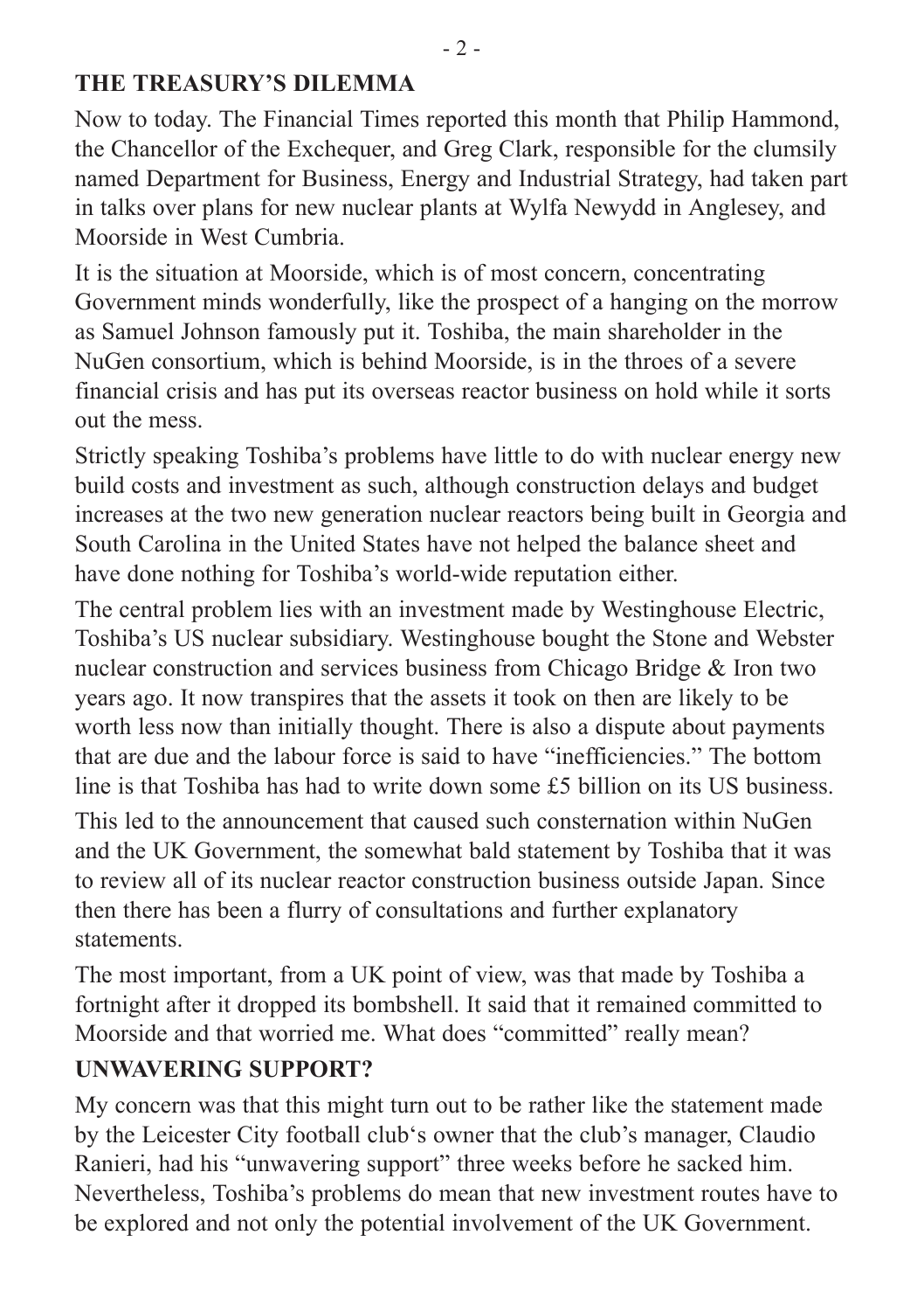## THE TREASURY'S DILEMMA

Now to today. The Financial Times reported this month that Philip Hammond, the Chancellor of the Exchequer, and Greg Clark, responsible for the clumsily named Department for Business, Energy and Industrial Strategy, had taken part in talks over plans for new nuclear plants at Wylfa Newydd in Anglesey, and Moorside in West Cumbria.

It is the situation at Moorside, which is of most concern, concentrating Government minds wonderfully, like the prospect of a hanging on the morrow as Samuel Johnson famously put it. Toshiba, the main shareholder in the NuGen consortium, which is behind Moorside, is in the throes of a severe financial crisis and has put its overseas reactor business on hold while it sorts out the mess.

Strictly speaking Toshiba's problems have little to do with nuclear energy new build costs and investment as such, although construction delays and budget increases at the two new generation nuclear reactors being built in Georgia and South Carolina in the United States have not helped the balance sheet and have done nothing for Toshiba's world-wide reputation either.

The central problem lies with an investment made by Westinghouse Electric, Toshiba's US nuclear subsidiary. Westinghouse bought the Stone and Webster nuclear construction and services business from Chicago Bridge & Iron two years ago. It now transpires that the assets it took on then are likely to be worth less now than initially thought. There is also a dispute about payments that are due and the labour force is said to have "inefficiencies." The bottom line is that Toshiba has had to write down some £5 billion on its US business.

This led to the announcement that caused such consternation within NuGen and the UK Government, the somewhat bald statement by Toshiba that it was to review all of its nuclear reactor construction business outside Japan. Since then there has been a flurry of consultations and further explanatory statements.

The most important, from a UK point of view, was that made by Toshiba a fortnight after it dropped its bombshell. It said that it remained committed to Moorside and that worried me. What does "committed" really mean?

## UNWAVERING SUPPORT?

My concern was that this might turn out to be rather like the statement made by the Leicester City football club's owner that the club's manager, Claudio Ranieri, had his "unwavering support" three weeks before he sacked him. Nevertheless, Toshiba's problems do mean that new investment routes have to be explored and not only the potential involvement of the UK Government.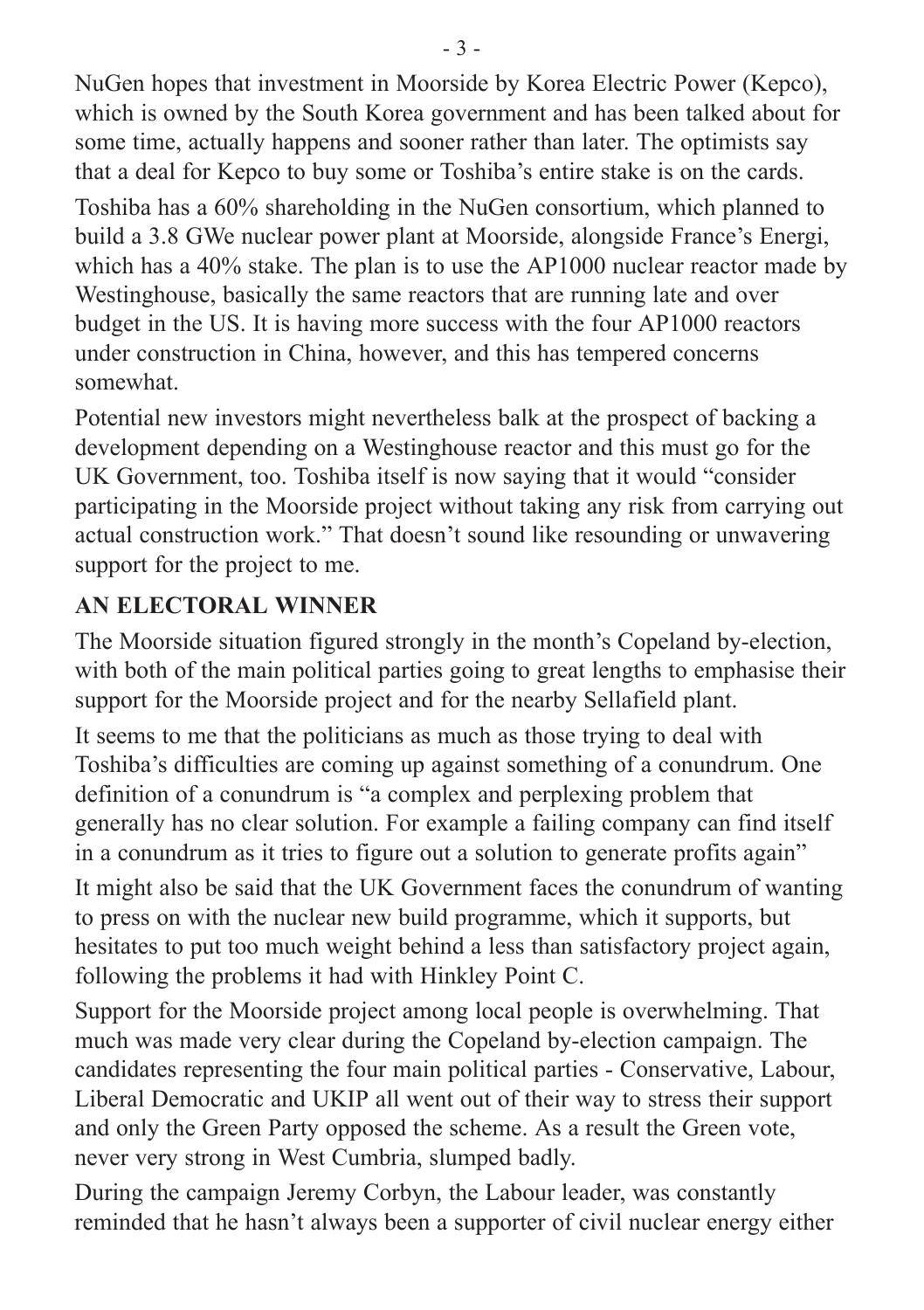NuGen hopes that investment in Moorside by Korea Electric Power (Kepco), which is owned by the South Korea government and has been talked about for some time, actually happens and sooner rather than later. The optimists say that a deal for Kepco to buy some or Toshiba's entire stake is on the cards.

Toshiba has a 60% shareholding in the NuGen consortium, which planned to build a 3.8 GWe nuclear power plant at Moorside, alongside France's Energi, which has a 40% stake. The plan is to use the AP1000 nuclear reactor made by Westinghouse, basically the same reactors that are running late and over budget in the US. It is having more success with the four AP1000 reactors under construction in China, however, and this has tempered concerns somewhat.

Potential new investors might nevertheless balk at the prospect of backing a development depending on a Westinghouse reactor and this must go for the UK Government, too. Toshiba itself is now saying that it would "consider participating in the Moorside project without taking any risk from carrying out actual construction work." That doesn't sound like resounding or unwavering support for the project to me.

## AN ELECTORAL WINNER

The Moorside situation figured strongly in the month's Copeland by-election, with both of the main political parties going to great lengths to emphasise their support for the Moorside project and for the nearby Sellafield plant.

It seems to me that the politicians as much as those trying to deal with Toshiba's difficulties are coming up against something of a conundrum. One definition of a conundrum is "a complex and perplexing problem that generally has no clear solution. For example a failing company can find itself in a conundrum as it tries to figure out a solution to generate profits again"

It might also be said that the UK Government faces the conundrum of wanting to press on with the nuclear new build programme, which it supports, but hesitates to put too much weight behind a less than satisfactory project again, following the problems it had with Hinkley Point C.

Support for the Moorside project among local people is overwhelming. That much was made very clear during the Copeland by-election campaign. The candidates representing the four main political parties - Conservative, Labour, Liberal Democratic and UKIP all went out of their way to stress their support and only the Green Party opposed the scheme. As a result the Green vote, never very strong in West Cumbria, slumped badly.

During the campaign Jeremy Corbyn, the Labour leader, was constantly reminded that he hasn't always been a supporter of civil nuclear energy either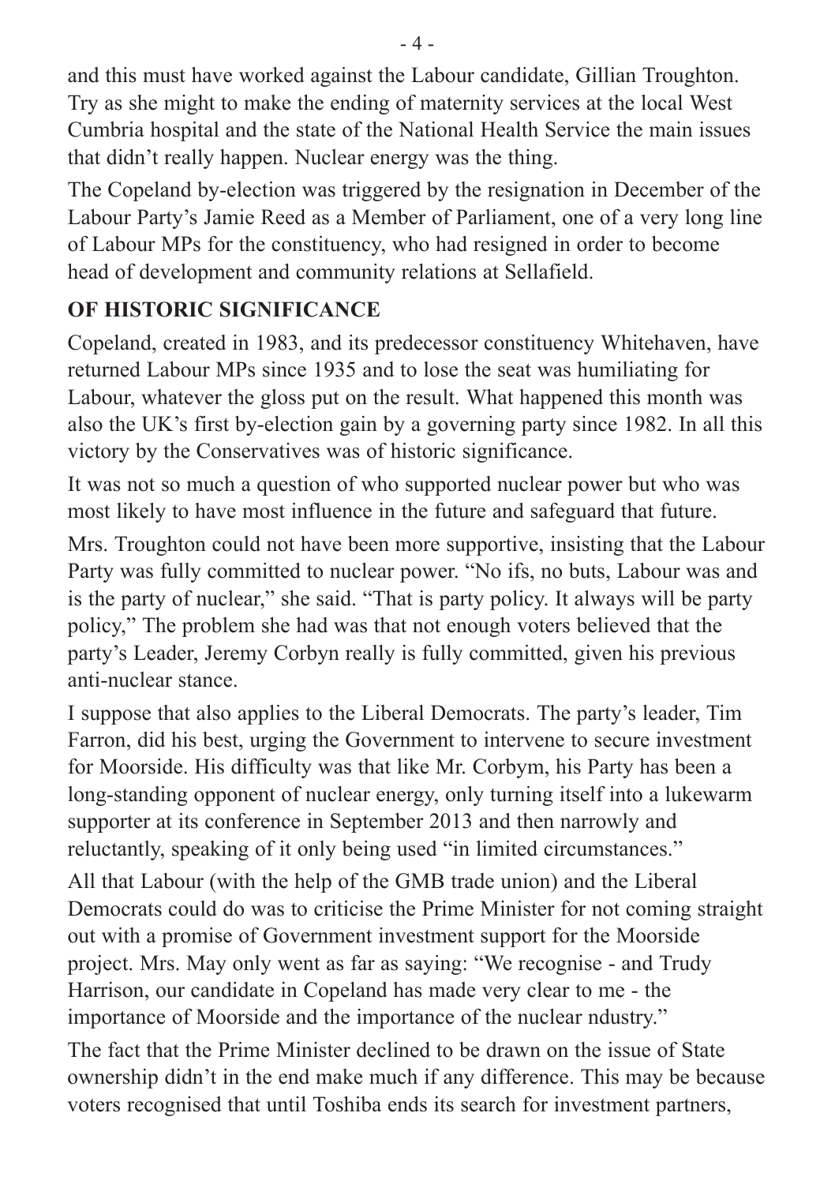and this must have worked against the Labour candidate, Gillian Troughton. Try as she might to make the ending of maternity services at the local West Cumbria hospital and the state of the National Health Service the main issues that didn't really happen. Nuclear energy was the thing.

The Copeland by-election was triggered by the resignation in December of the Labour Party's Jamie Reed as a Member of Parliament, one of a very long line of Labour MPs for the constituency, who had resigned in order to become head of development and community relations at Sellafield.

## OF HISTORIC SIGNIFICANCE

Copeland, created in 1983, and its predecessor constituency Whitehaven, have returned Labour MPs since 1935 and to lose the seat was humiliating for Labour, whatever the gloss put on the result. What happened this month was also the UK's first by-election gain by a governing party since 1982. In all this victory by the Conservatives was of historic significance.

It was not so much a question of who supported nuclear power but who was most likely to have most influence in the future and safeguard that future.

Mrs. Troughton could not have been more supportive, insisting that the Labour Party was fully committed to nuclear power. "No ifs, no buts, Labour was and is the party of nuclear," she said. "That is party policy. It always will be party policy," The problem she had was that not enough voters believed that the party's Leader, Jeremy Corbyn really is fully committed, given his previous anti-nuclear stance.

I suppose that also applies to the Liberal Democrats. The party's leader, Tim Farron, did his best, urging the Government to intervene to secure investment for Moorside. His difficulty was that like Mr. Corbym, his Party has been a long-standing opponent of nuclear energy, only turning itself into a lukewarm supporter at its conference in September 2013 and then narrowly and reluctantly, speaking of it only being used "in limited circumstances."

All that Labour (with the help of the GMB trade union) and the Liberal Democrats could do was to criticise the Prime Minister for not coming straight out with a promise of Government investment support for the Moorside project. Mrs. May only went as far as saying: "We recognise - and Trudy Harrison, our candidate in Copeland has made very clear to me - the importance of Moorside and the importance of the nuclear ndustry."

The fact that the Prime Minister declined to be drawn on the issue of State ownership didn't in the end make much if any difference. This may be because voters recognised that until Toshiba ends its search for investment partners,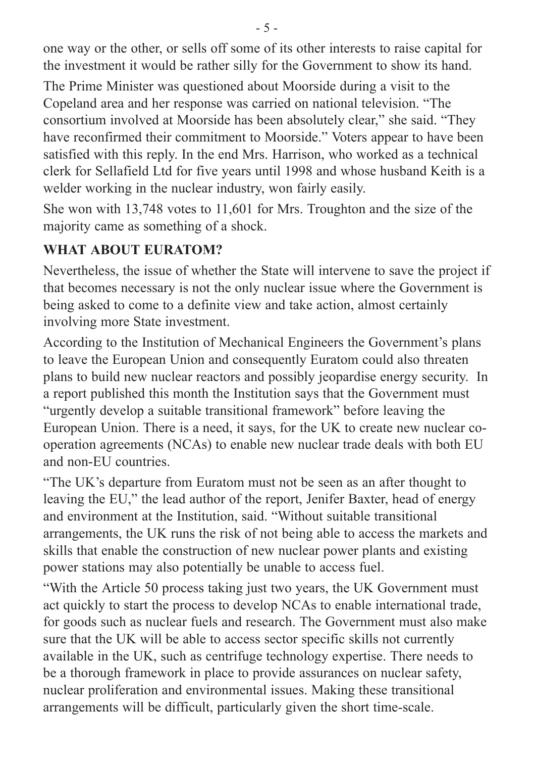one way or the other, or sells off some of its other interests to raise capital for the investment it would be rather silly for the Government to show its hand.

The Prime Minister was questioned about Moorside during a visit to the Copeland area and her response was carried on national television. "The consortium involved at Moorside has been absolutely clear," she said. "They have reconfirmed their commitment to Moorside." Voters appear to have been satisfied with this reply. In the end Mrs. Harrison, who worked as a technical clerk for Sellafield Ltd for five years until 1998 and whose husband Keith is a welder working in the nuclear industry, won fairly easily.

She won with 13,748 votes to 11,601 for Mrs. Troughton and the size of the majority came as something of a shock.

## WHAT ABOUT EURATOM?

Nevertheless, the issue of whether the State will intervene to save the project if that becomes necessary is not the only nuclear issue where the Government is being asked to come to a definite view and take action, almost certainly involving more State investment.

According to the Institution of Mechanical Engineers the Government's plans to leave the European Union and consequently Euratom could also threaten plans to build new nuclear reactors and possibly jeopardise energy security. In a report published this month the Institution says that the Government must "urgently develop a suitable transitional framework" before leaving the European Union. There is a need, it says, for the UK to create new nuclear co-operation agreements (NCAs) to enable new nuclear trade deals with both EU and non-EU countries.

"The UK's departure from Euratom must not be seen as an after thought to leaving the EU," the lead author of the report, Jenifer Baxter, head of energy and environment at the Institution, said. "Without suitable transitional arrangements, the UK runs the risk of not being able to access the markets and skills that enable the construction of new nuclear power plants and existing power stations may also potentially be unable to access fuel.

"With the Article 50 process taking just two years, the UK Government must act quickly to start the process to develop NCAs to enable international trade, for goods such as nuclear fuels and research. The Government must also make sure that the UK will be able to access sector specific skills not currently available in the UK, such as centrifuge technology expertise. There needs to be a thorough framework in place to provide assurances on nuclear safety, nuclear proliferation and environmental issues. Making these transitional arrangements will be difficult, particularly given the short time-scale.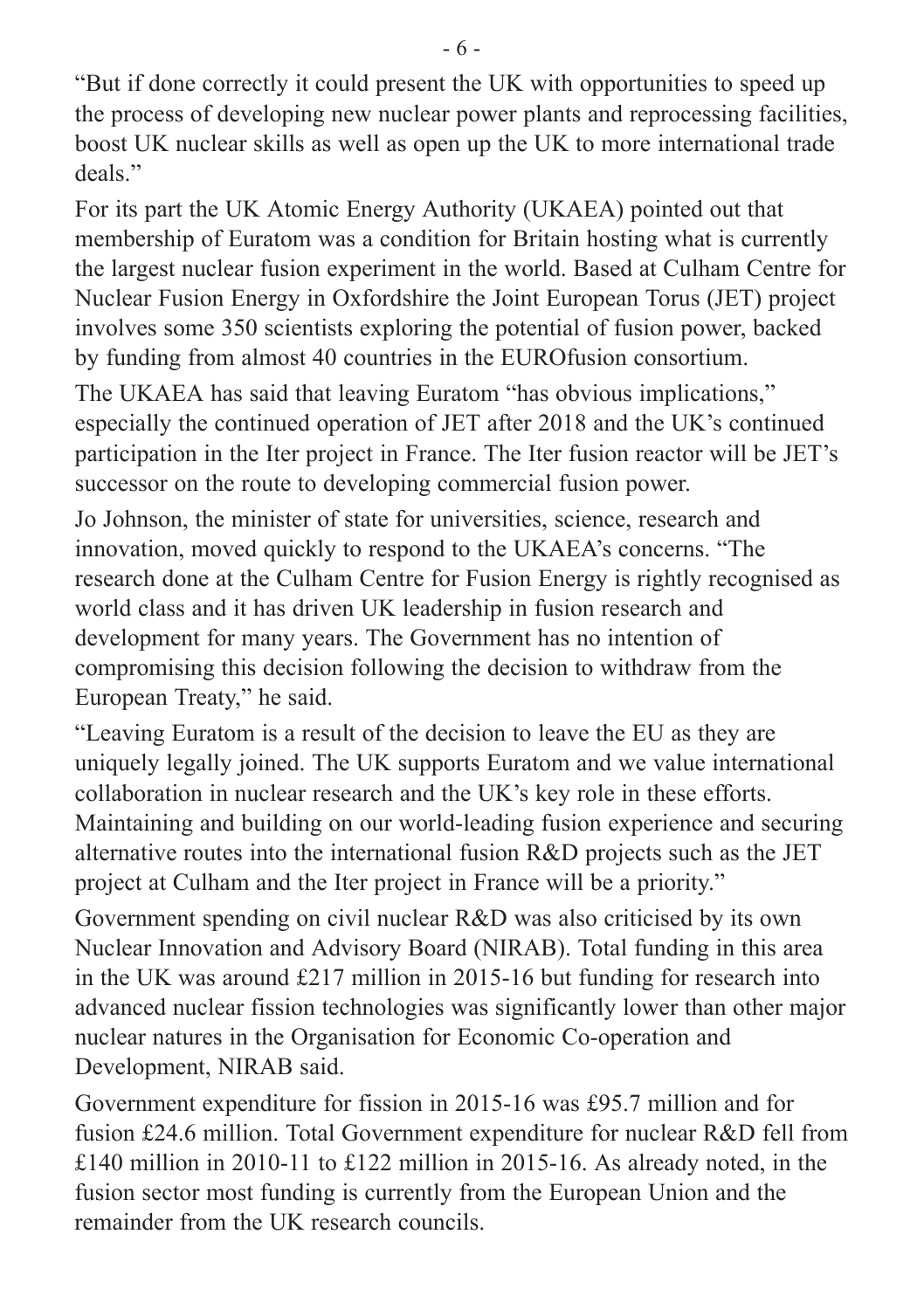"But if done correctly it could present the UK with opportunities to speed up the process of developing new nuclear power plants and reprocessing facilities, boost UK nuclear skills as well as open up the UK to more international trade deals."

For its part the UK Atomic Energy Authority (UKAEA) pointed out that membership of Euratom was a condition for Britain hosting what is currently the largest nuclear fusion experiment in the world. Based at Culham Centre for Nuclear Fusion Energy in Oxfordshire the Joint European Torus (JET) project involves some 350 scientists exploring the potential of fusion power, backed by funding from almost 40 countries in the EUROfusion consortium.

The UKAEA has said that leaving Euratom "has obvious implications," especially the continued operation of JET after 2018 and the UK's continued participation in the Iter project in France. The Iter fusion reactor will be JET's successor on the route to developing commercial fusion power.

Jo Johnson, the minister of state for universities, science, research and innovation, moved quickly to respond to the UKAEA's concerns. "The research done at the Culham Centre for Fusion Energy is rightly recognised as world class and it has driven UK leadership in fusion research and development for many years. The Government has no intention of compromising this decision following the decision to withdraw from the European Treaty," he said.

"Leaving Euratom is a result of the decision to leave the EU as they are uniquely legally joined. The UK supports Euratom and we value international collaboration in nuclear research and the UK's key role in these efforts. Maintaining and building on our world-leading fusion experience and securing alternative routes into the international fusion R&D projects such as the JET project at Culham and the Iter project in France will be a priority."

Government spending on civil nuclear R&D was also criticised by its own Nuclear Innovation and Advisory Board (NIRAB). Total funding in this area in the UK was around £217 million in 2015-16 but funding for research into advanced nuclear fission technologies was significantly lower than other major nuclear natures in the Organisation for Economic Co-operation and Development, NIRAB said.

Government expenditure for fission in 2015-16 was £95.7 million and for fusion £24.6 million. Total Government expenditure for nuclear R&D fell from £140 million in 2010-11 to £122 million in 2015-16. As already noted, in the fusion sector most funding is currently from the European Union and the remainder from the UK research councils.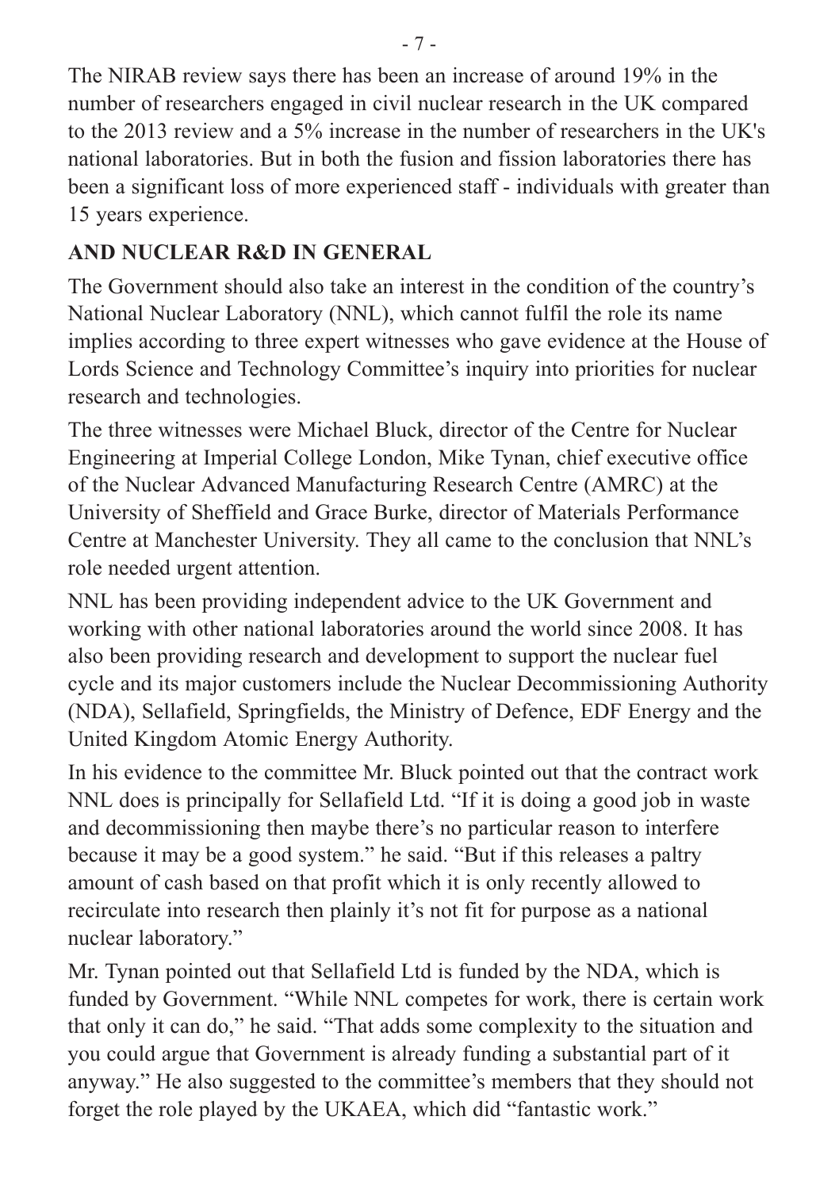The NIRAB review says there has been an increase of around 19% in the number of researchers engaged in civil nuclear research in the UK compared to the 2013 review and a 5% increase in the number of researchers in the UK's national laboratories. But in both the fusion and fission laboratories there has been a significant loss of more experienced staff - individuals with greater than 15 years experience.

## AND NUCLEAR R&D IN GENERAL

The Government should also take an interest in the condition of the country's National Nuclear Laboratory (NNL), which cannot fulfil the role its name implies according to three expert witnesses who gave evidence at the House of Lords Science and Technology Committee's inquiry into priorities for nuclear research and technologies.

The three witnesses were Michael Bluck, director of the Centre for Nuclear Engineering at Imperial College London, Mike Tynan, chief executive office of the Nuclear Advanced Manufacturing Research Centre (AMRC) at the University of Sheffield and Grace Burke, director of Materials Performance Centre at Manchester University. They all came to the conclusion that NNL's role needed urgent attention.

NNL has been providing independent advice to the UK Government and working with other national laboratories around the world since 2008. It has also been providing research and development to support the nuclear fuel cycle and its major customers include the Nuclear Decommissioning Authority (NDA), Sellafield, Springfields, the Ministry of Defence, EDF Energy and the United Kingdom Atomic Energy Authority.

In his evidence to the committee Mr. Bluck pointed out that the contract work NNL does is principally for Sellafield Ltd. "If it is doing a good job in waste and decommissioning then maybe there's no particular reason to interfere because it may be a good system." he said. "But if this releases a paltry amount of cash based on that profit which it is only recently allowed to recirculate into research then plainly it's not fit for purpose as a national nuclear laboratory."

Mr. Tynan pointed out that Sellafield Ltd is funded by the NDA, which is funded by Government. "While NNL competes for work, there is certain work that only it can do," he said. "That adds some complexity to the situation and you could argue that Government is already funding a substantial part of it anyway." He also suggested to the committee's members that they should not forget the role played by the UKAEA, which did "fantastic work."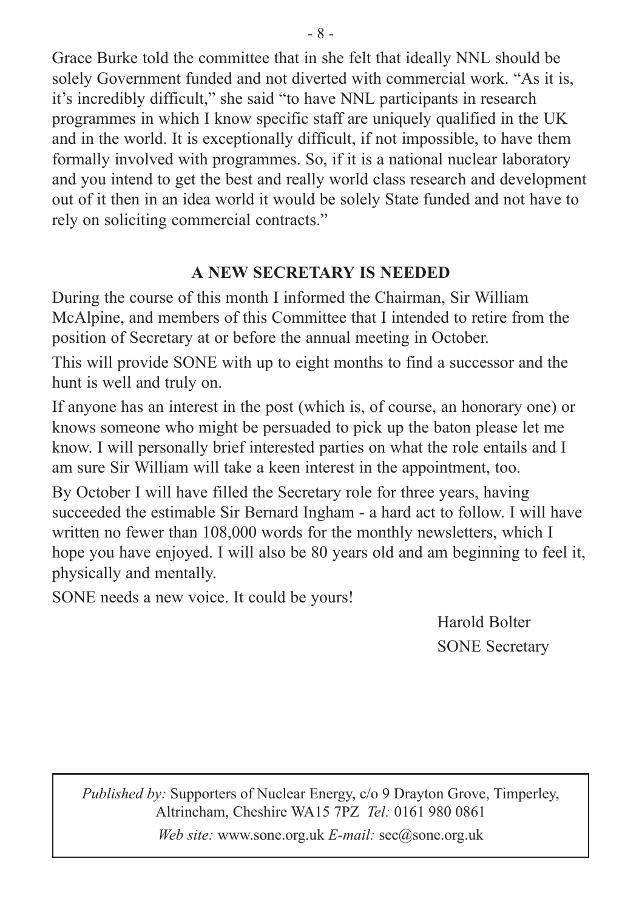Grace Burke told the committee that in she felt that ideally NNL should be solely Government funded and not diverted with commercial work. “As it is, it’s incredibly difficult,” she said “to have NNL participants in research programmes in which I know specific staff are uniquely qualified in the UK and in the world. It is exceptionally difficult, if not impossible, to have them formally involved with programmes. So, if it is a national nuclear laboratory and you intend to get the best and really world class research and development out of it then in an idea world it would be solely State funded and not have to rely on soliciting commercial contracts.”

## A NEW SECRETARY IS NEEDED

During the course of this month I informed the Chairman, Sir William McAlpine, and members of this Committee that I intended to retire from the position of Secretary at or before the annual meeting in October.

This will provide SONE with up to eight months to find a successor and the hunt is well and truly on.

If anyone has an interest in the post (which is, of course, an honorary one) or knows someone who might be persuaded to pick up the baton please let me know. I will personally brief interested parties on what the role entails and I am sure Sir William will take a keen interest in the appointment, too.

By October I will have filled the Secretary role for three years, having succeeded the estimable Sir Bernard Ingham - a hard act to follow. I will have written no fewer than 108,000 words for the monthly newsletters, which I hope you have enjoyed. I will also be 80 years old and am beginning to feel it, physically and mentally.

SONE needs a new voice. It could be yours!

Harold Bolter
SONE Secretary

*Published by:* Supporters of Nuclear Energy, c/o 9 Drayton Grove, Timperley, Altrincham, Cheshire WA15 7PZ *Tel:* 0161 980 0861

*Web site:* www.sone.org.uk *E-mail:* sec@sone.org.uk